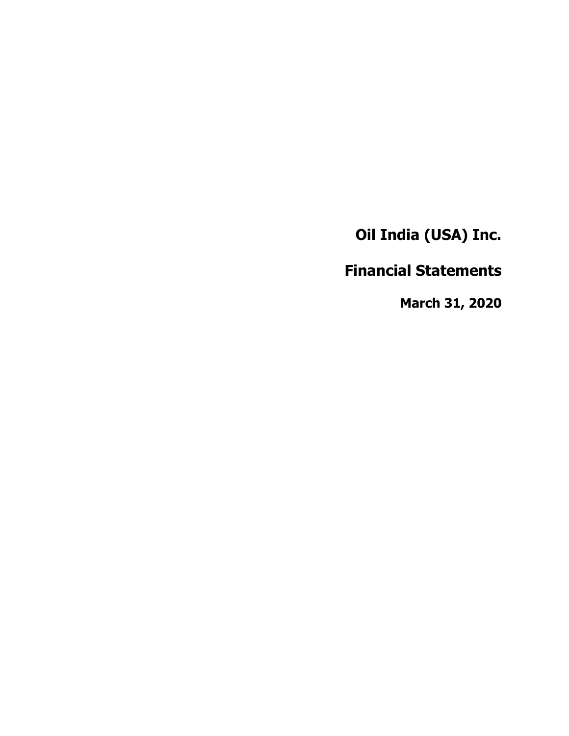# Oil India (USA) Inc.

# Financial Statements

## March 31, 2020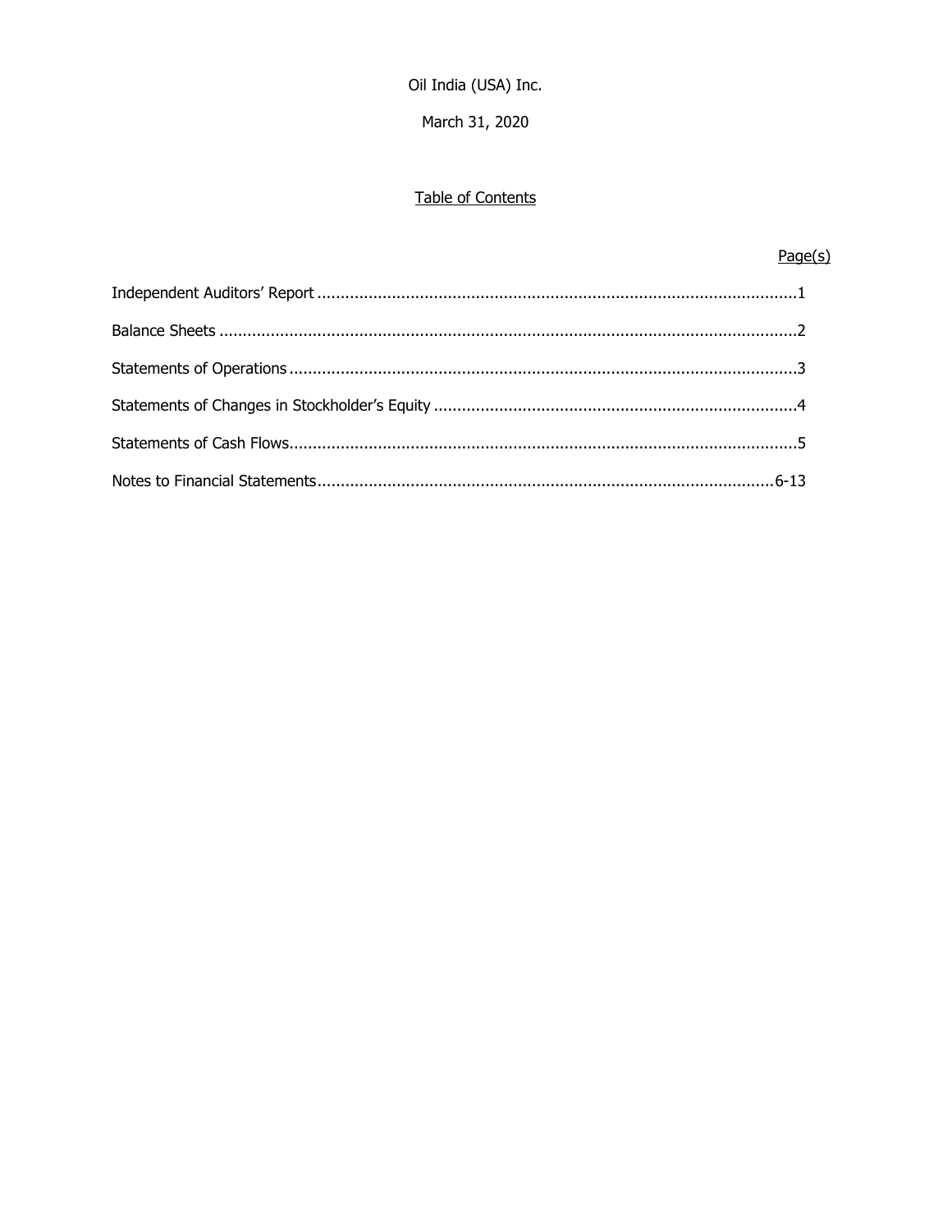Oil India (USA) Inc.

March 31, 2020

## Table of Contents

| | Page(s) |
|---|---|
| Independent Auditors' Report | 1 |
| Balance Sheets | 2 |
| Statements of Operations | 3 |
| Statements of Changes in Stockholder's Equity | 4 |
| Statements of Cash Flows | 5 |
| Notes to Financial Statements | 6-13 |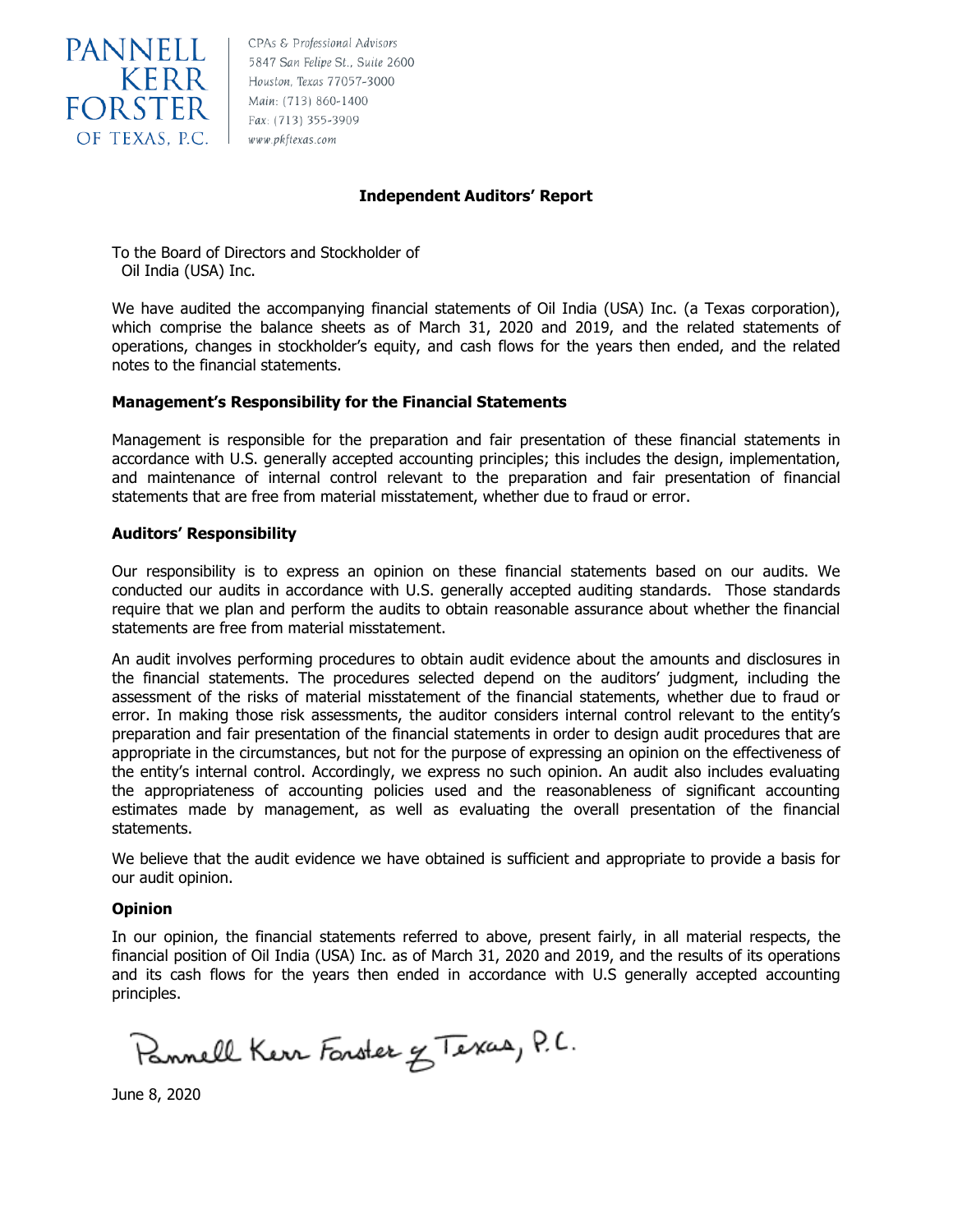PANNELL KERR FORSTER OF TEXAS, P.C.

CPAs & Professional Advisors
5847 San Felipe St., Suite 2600
Houston, Texas 77057-3000
Main: (713) 860-1400
Fax: (713) 355-3909
www.pkftexas.com

# Independent Auditors' Report

To the Board of Directors and Stockholder of
Oil India (USA) Inc.

We have audited the accompanying financial statements of Oil India (USA) Inc. (a Texas corporation), which comprise the balance sheets as of March 31, 2020 and 2019, and the related statements of operations, changes in stockholder's equity, and cash flows for the years then ended, and the related notes to the financial statements.

## Management's Responsibility for the Financial Statements

Management is responsible for the preparation and fair presentation of these financial statements in accordance with U.S. generally accepted accounting principles; this includes the design, implementation, and maintenance of internal control relevant to the preparation and fair presentation of financial statements that are free from material misstatement, whether due to fraud or error.

## Auditors' Responsibility

Our responsibility is to express an opinion on these financial statements based on our audits. We conducted our audits in accordance with U.S. generally accepted auditing standards. Those standards require that we plan and perform the audits to obtain reasonable assurance about whether the financial statements are free from material misstatement.

An audit involves performing procedures to obtain audit evidence about the amounts and disclosures in the financial statements. The procedures selected depend on the auditors' judgment, including the assessment of the risks of material misstatement of the financial statements, whether due to fraud or error. In making those risk assessments, the auditor considers internal control relevant to the entity's preparation and fair presentation of the financial statements in order to design audit procedures that are appropriate in the circumstances, but not for the purpose of expressing an opinion on the effectiveness of the entity's internal control. Accordingly, we express no such opinion. An audit also includes evaluating the appropriateness of accounting policies used and the reasonableness of significant accounting estimates made by management, as well as evaluating the overall presentation of the financial statements.

We believe that the audit evidence we have obtained is sufficient and appropriate to provide a basis for our audit opinion.

## Opinion

In our opinion, the financial statements referred to above, present fairly, in all material respects, the financial position of Oil India (USA) Inc. as of March 31, 2020 and 2019, and the results of its operations and its cash flows for the years then ended in accordance with U.S generally accepted accounting principles.

Pannell Kerr Forster of Texas, P.C.

June 8, 2020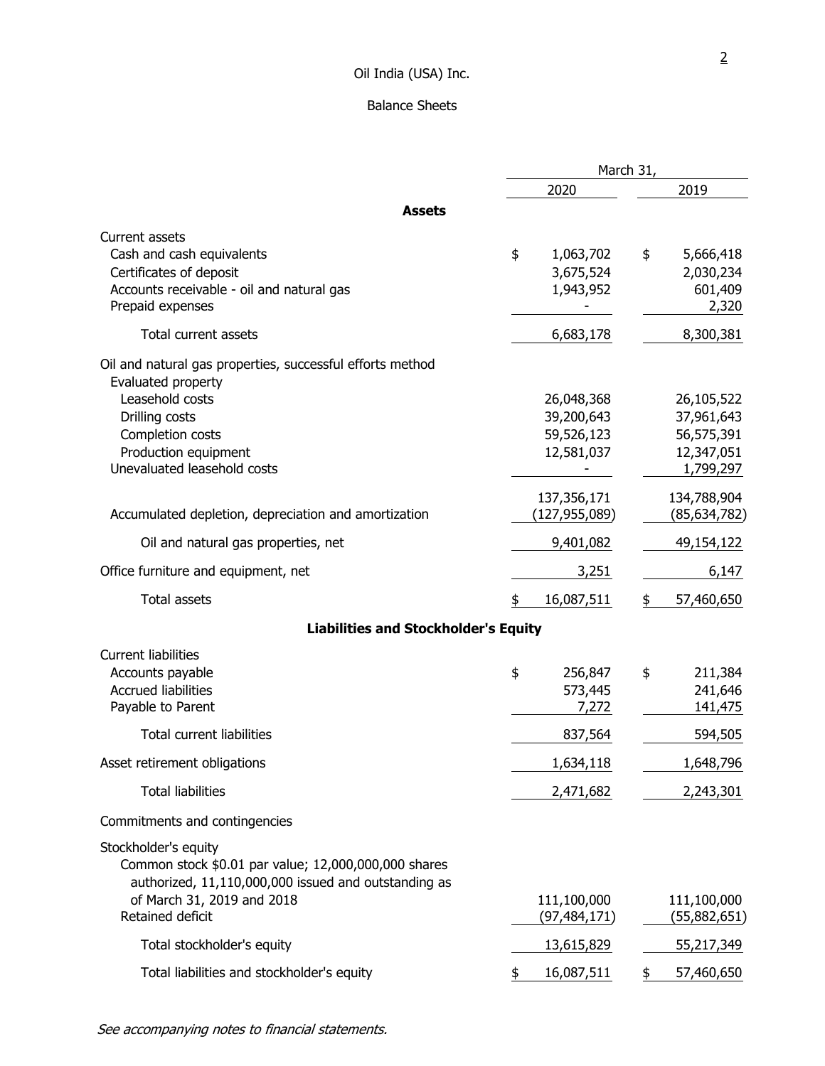Oil India (USA) Inc.

Balance Sheets

| | March 31, 2020 | March 31, 2019 |
|---|---|---|
| **Assets** | | |
| Current assets | | |
| Cash and cash equivalents | $ 1,063,702 | $ 5,666,418 |
| Certificates of deposit | 3,675,524 | 2,030,234 |
| Accounts receivable - oil and natural gas | 1,943,952 | 601,409 |
| Prepaid expenses | - | 2,320 |
| Total current assets | 6,683,178 | 8,300,381 |
| Oil and natural gas properties, successful efforts method | | |
| Evaluated property | | |
| Leasehold costs | 26,048,368 | 26,105,522 |
| Drilling costs | 39,200,643 | 37,961,643 |
| Completion costs | 59,526,123 | 56,575,391 |
| Production equipment | 12,581,037 | 12,347,051 |
| Unevaluated leasehold costs | - | 1,799,297 |
| | 137,356,171 | 134,788,904 |
| Accumulated depletion, depreciation and amortization | (127,955,089) | (85,634,782) |
| Oil and natural gas properties, net | 9,401,082 | 49,154,122 |
| Office furniture and equipment, net | 3,251 | 6,147 |
| Total assets | $ 16,087,511 | $ 57,460,650 |
| **Liabilities and Stockholder's Equity** | | |
| Current liabilities | | |
| Accounts payable | $ 256,847 | $ 211,384 |
| Accrued liabilities | 573,445 | 241,646 |
| Payable to Parent | 7,272 | 141,475 |
| Total current liabilities | 837,564 | 594,505 |
| Asset retirement obligations | 1,634,118 | 1,648,796 |
| Total liabilities | 2,471,682 | 2,243,301 |
| Commitments and contingencies | | |
| Stockholder's equity | | |
| Common stock $0.01 par value; 12,000,000,000 shares authorized, 11,110,000,000 issued and outstanding as of March 31, 2019 and 2018 | 111,100,000 | 111,100,000 |
| Retained deficit | (97,484,171) | (55,882,651) |
| Total stockholder's equity | 13,615,829 | 55,217,349 |
| Total liabilities and stockholder's equity | $ 16,087,511 | $ 57,460,650 |

*See accompanying notes to financial statements.*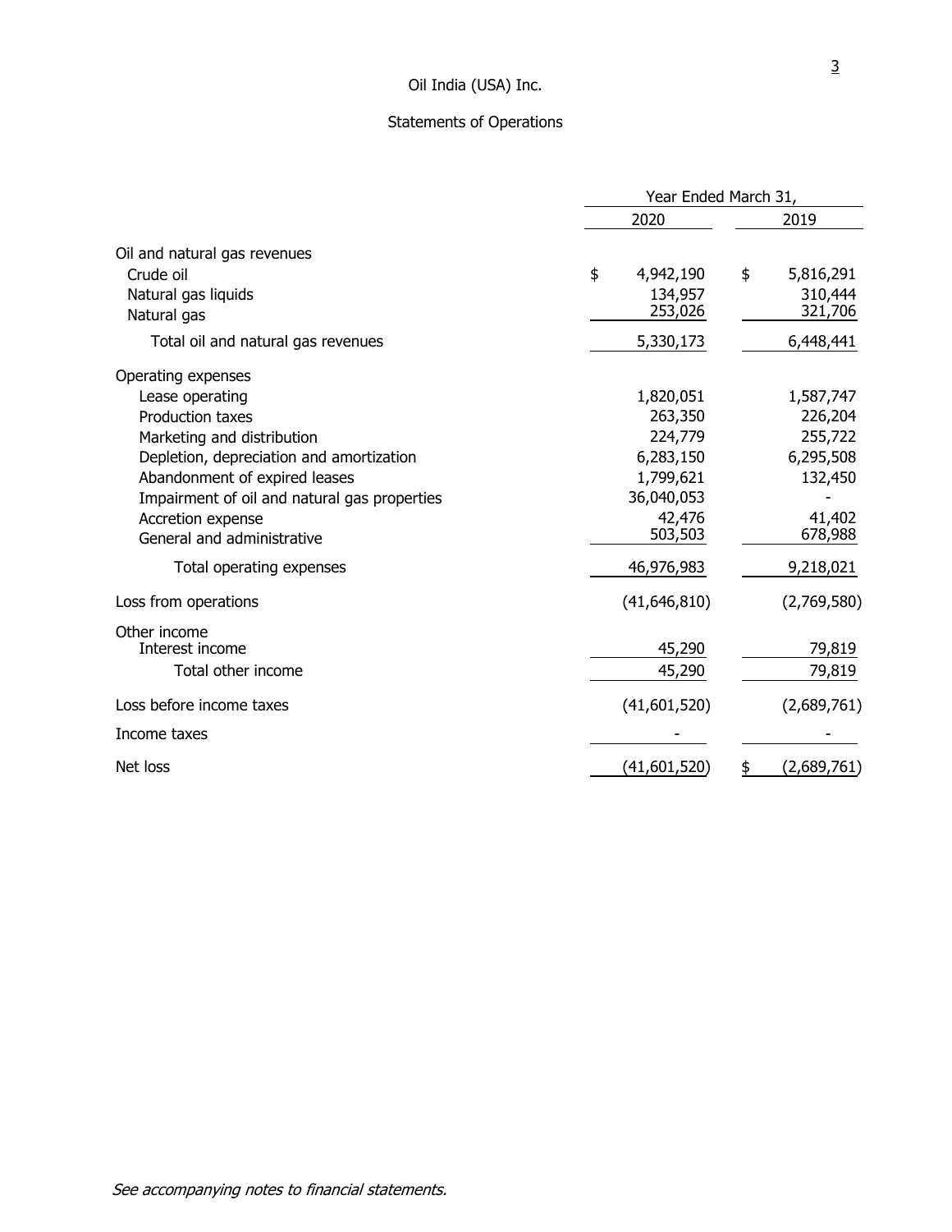# Oil India (USA) Inc.

## Statements of Operations

| | Year Ended March 31, | |
|---|---|---|
| | 2020 | 2019 |
| **Oil and natural gas revenues** | | |
| Crude oil | $ 4,942,190 | $ 5,816,291 |
| Natural gas liquids | 134,957 | 310,444 |
| Natural gas | 253,026 | 321,706 |
| Total oil and natural gas revenues | 5,330,173 | 6,448,441 |
| **Operating expenses** | | |
| Lease operating | 1,820,051 | 1,587,747 |
| Production taxes | 263,350 | 226,204 |
| Marketing and distribution | 224,779 | 255,722 |
| Depletion, depreciation and amortization | 6,283,150 | 6,295,508 |
| Abandonment of expired leases | 1,799,621 | 132,450 |
| Impairment of oil and natural gas properties | 36,040,053 | - |
| Accretion expense | 42,476 | 41,402 |
| General and administrative | 503,503 | 678,988 |
| Total operating expenses | 46,976,983 | 9,218,021 |
| Loss from operations | (41,646,810) | (2,769,580) |
| **Other income** | | |
| Interest income | 45,290 | 79,819 |
| Total other income | 45,290 | 79,819 |
| Loss before income taxes | (41,601,520) | (2,689,761) |
| Income taxes | - | - |
| Net loss | (41,601,520) | $ (2,689,761) |

*See accompanying notes to financial statements.*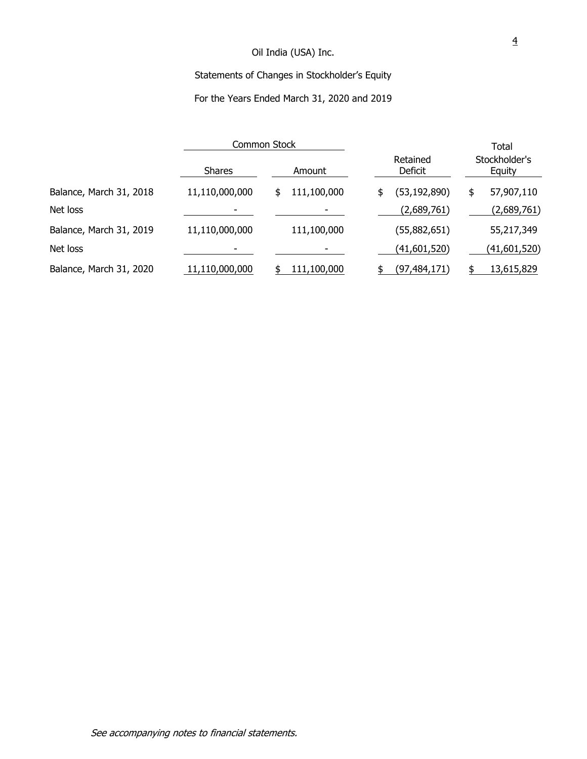Oil India (USA) Inc.

Statements of Changes in Stockholder's Equity

For the Years Ended March 31, 2020 and 2019

| | Common Stock | | Retained Deficit | Total Stockholder's Equity |
|---|---|---|---|---|
| | Shares | Amount | | |
| Balance, March 31, 2018 | 11,110,000,000 | $ 111,100,000 | $ (53,192,890) | $ 57,907,110 |
| Net loss | - | - | (2,689,761) | (2,689,761) |
| Balance, March 31, 2019 | 11,110,000,000 | 111,100,000 | (55,882,651) | 55,217,349 |
| Net loss | - | - | (41,601,520) | (41,601,520) |
| Balance, March 31, 2020 | 11,110,000,000 | $ 111,100,000 | $ (97,484,171) | $ 13,615,829 |

*See accompanying notes to financial statements.*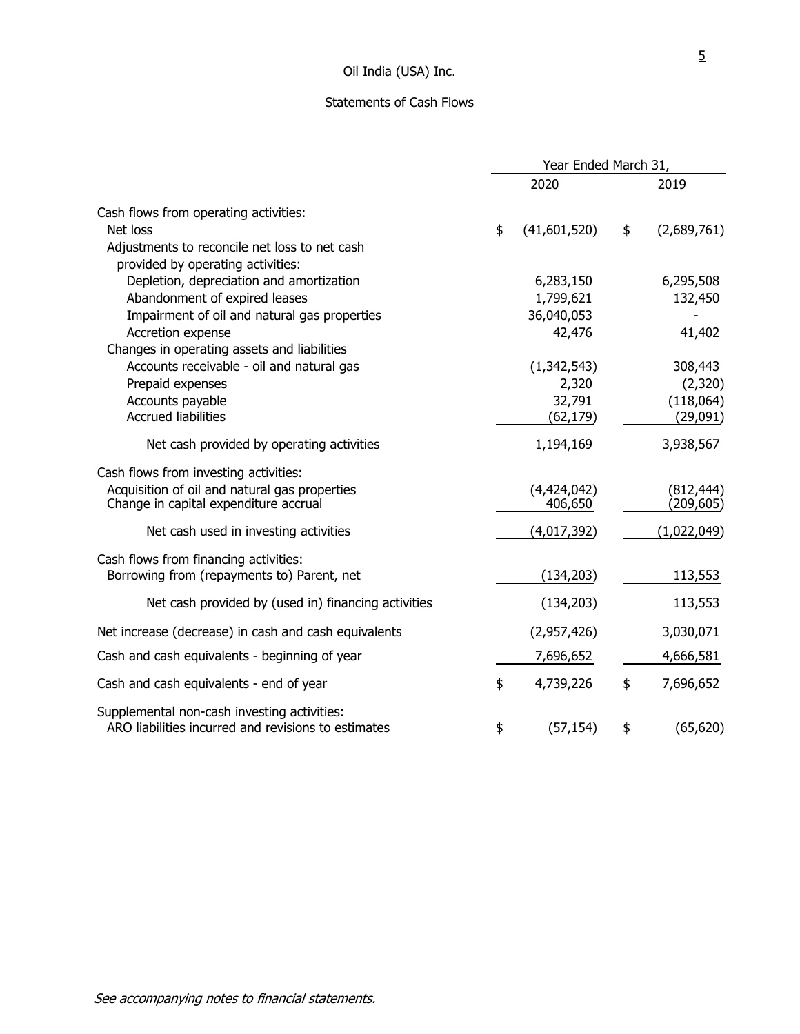# Oil India (USA) Inc.

## Statements of Cash Flows

| | Year Ended March 31, | |
|---|---|---|
| | 2020 | 2019 |
| **Cash flows from operating activities:** | | |
| Net loss | $ (41,601,520) | $ (2,689,761) |
| Adjustments to reconcile net loss to net cash provided by operating activities: | | |
| Depletion, depreciation and amortization | 6,283,150 | 6,295,508 |
| Abandonment of expired leases | 1,799,621 | 132,450 |
| Impairment of oil and natural gas properties | 36,040,053 | - |
| Accretion expense | 42,476 | 41,402 |
| Changes in operating assets and liabilities | | |
| Accounts receivable - oil and natural gas | (1,342,543) | 308,443 |
| Prepaid expenses | 2,320 | (2,320) |
| Accounts payable | 32,791 | (118,064) |
| Accrued liabilities | (62,179) | (29,091) |
| Net cash provided by operating activities | 1,194,169 | 3,938,567 |
| **Cash flows from investing activities:** | | |
| Acquisition of oil and natural gas properties | (4,424,042) | (812,444) |
| Change in capital expenditure accrual | 406,650 | (209,605) |
| Net cash used in investing activities | (4,017,392) | (1,022,049) |
| **Cash flows from financing activities:** | | |
| Borrowing from (repayments to) Parent, net | (134,203) | 113,553 |
| Net cash provided by (used in) financing activities | (134,203) | 113,553 |
| Net increase (decrease) in cash and cash equivalents | (2,957,426) | 3,030,071 |
| Cash and cash equivalents - beginning of year | 7,696,652 | 4,666,581 |
| Cash and cash equivalents - end of year | $ 4,739,226 | $ 7,696,652 |
| **Supplemental non-cash investing activities:** | | |
| ARO liabilities incurred and revisions to estimates | $ (57,154) | $ (65,620) |

*See accompanying notes to financial statements.*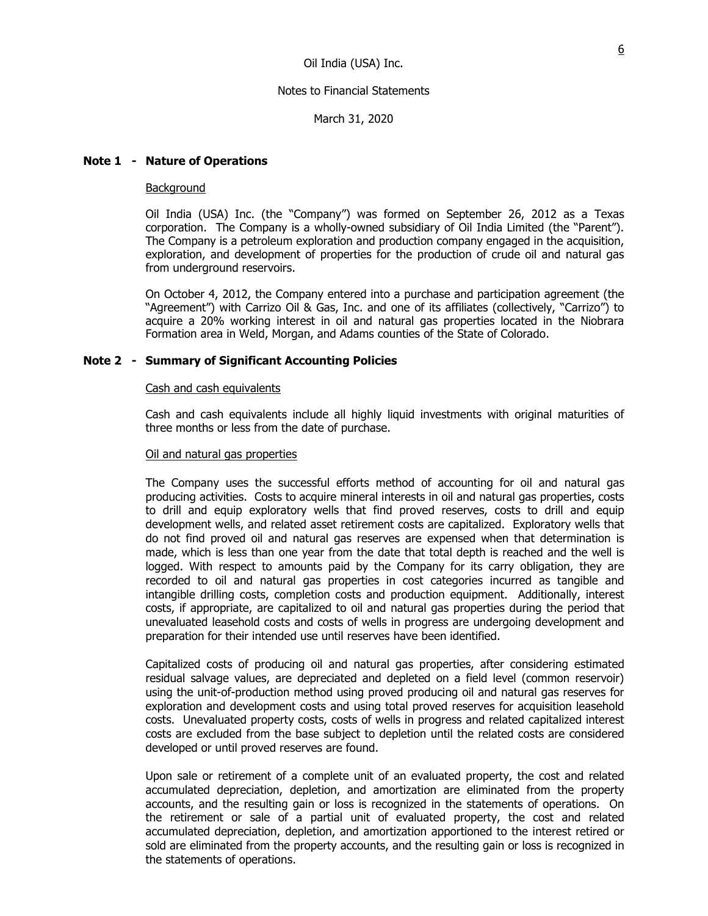Oil India (USA) Inc.

Notes to Financial Statements

March 31, 2020

## Note 1 - Nature of Operations

Background

Oil India (USA) Inc. (the "Company") was formed on September 26, 2012 as a Texas corporation. The Company is a wholly-owned subsidiary of Oil India Limited (the "Parent"). The Company is a petroleum exploration and production company engaged in the acquisition, exploration, and development of properties for the production of crude oil and natural gas from underground reservoirs.

On October 4, 2012, the Company entered into a purchase and participation agreement (the "Agreement") with Carrizo Oil & Gas, Inc. and one of its affiliates (collectively, "Carrizo") to acquire a 20% working interest in oil and natural gas properties located in the Niobrara Formation area in Weld, Morgan, and Adams counties of the State of Colorado.

## Note 2 - Summary of Significant Accounting Policies

Cash and cash equivalents

Cash and cash equivalents include all highly liquid investments with original maturities of three months or less from the date of purchase.

Oil and natural gas properties

The Company uses the successful efforts method of accounting for oil and natural gas producing activities. Costs to acquire mineral interests in oil and natural gas properties, costs to drill and equip exploratory wells that find proved reserves, costs to drill and equip development wells, and related asset retirement costs are capitalized. Exploratory wells that do not find proved oil and natural gas reserves are expensed when that determination is made, which is less than one year from the date that total depth is reached and the well is logged. With respect to amounts paid by the Company for its carry obligation, they are recorded to oil and natural gas properties in cost categories incurred as tangible and intangible drilling costs, completion costs and production equipment. Additionally, interest costs, if appropriate, are capitalized to oil and natural gas properties during the period that unevaluated leasehold costs and costs of wells in progress are undergoing development and preparation for their intended use until reserves have been identified.

Capitalized costs of producing oil and natural gas properties, after considering estimated residual salvage values, are depreciated and depleted on a field level (common reservoir) using the unit-of-production method using proved producing oil and natural gas reserves for exploration and development costs and using total proved reserves for acquisition leasehold costs. Unevaluated property costs, costs of wells in progress and related capitalized interest costs are excluded from the base subject to depletion until the related costs are considered developed or until proved reserves are found.

Upon sale or retirement of a complete unit of an evaluated property, the cost and related accumulated depreciation, depletion, and amortization are eliminated from the property accounts, and the resulting gain or loss is recognized in the statements of operations. On the retirement or sale of a partial unit of evaluated property, the cost and related accumulated depreciation, depletion, and amortization apportioned to the interest retired or sold are eliminated from the property accounts, and the resulting gain or loss is recognized in the statements of operations.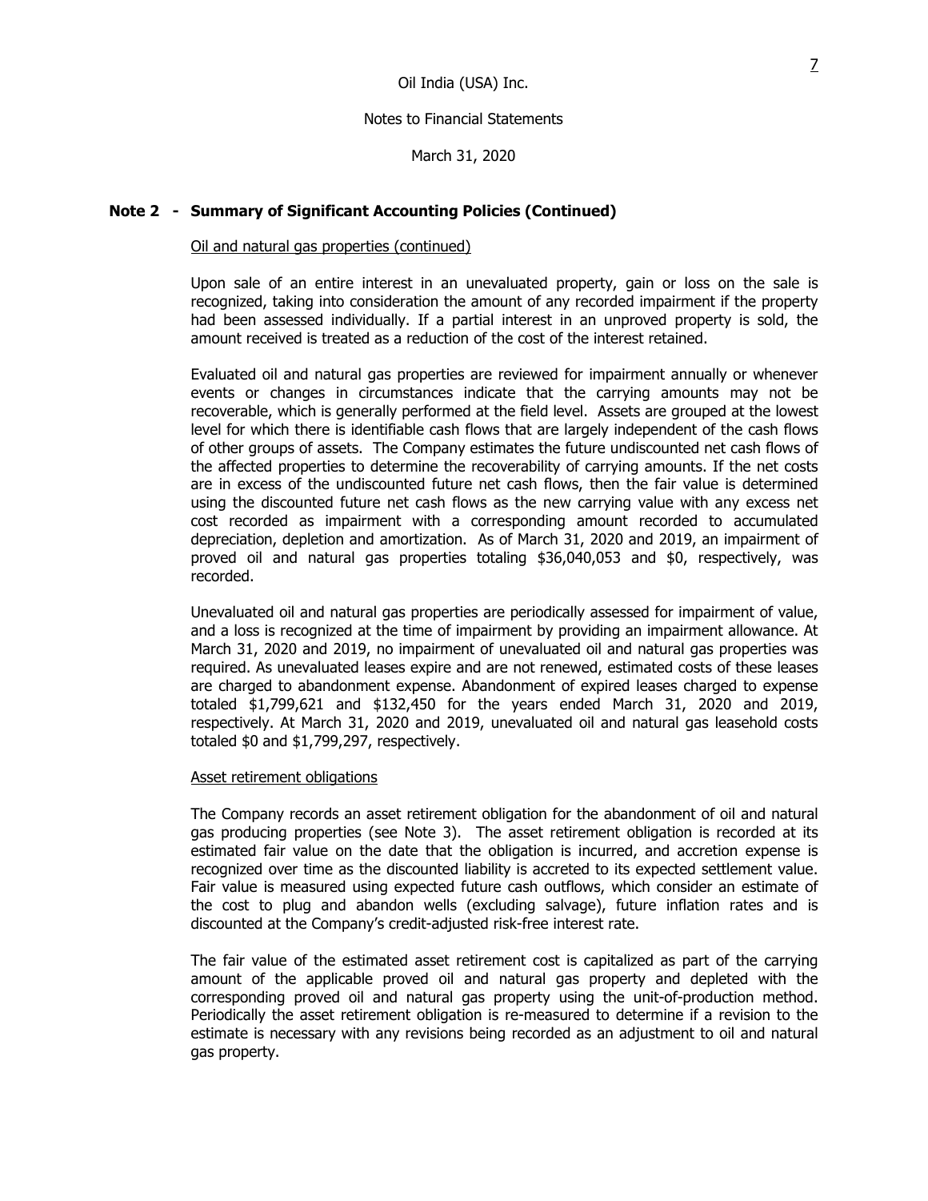## Note 2 - Summary of Significant Accounting Policies (Continued)

Oil and natural gas properties (continued)

Upon sale of an entire interest in an unevaluated property, gain or loss on the sale is recognized, taking into consideration the amount of any recorded impairment if the property had been assessed individually. If a partial interest in an unproved property is sold, the amount received is treated as a reduction of the cost of the interest retained.

Evaluated oil and natural gas properties are reviewed for impairment annually or whenever events or changes in circumstances indicate that the carrying amounts may not be recoverable, which is generally performed at the field level. Assets are grouped at the lowest level for which there is identifiable cash flows that are largely independent of the cash flows of other groups of assets. The Company estimates the future undiscounted net cash flows of the affected properties to determine the recoverability of carrying amounts. If the net costs are in excess of the undiscounted future net cash flows, then the fair value is determined using the discounted future net cash flows as the new carrying value with any excess net cost recorded as impairment with a corresponding amount recorded to accumulated depreciation, depletion and amortization. As of March 31, 2020 and 2019, an impairment of proved oil and natural gas properties totaling $36,040,053 and $0, respectively, was recorded.

Unevaluated oil and natural gas properties are periodically assessed for impairment of value, and a loss is recognized at the time of impairment by providing an impairment allowance. At March 31, 2020 and 2019, no impairment of unevaluated oil and natural gas properties was required. As unevaluated leases expire and are not renewed, estimated costs of these leases are charged to abandonment expense. Abandonment of expired leases charged to expense totaled $1,799,621 and $132,450 for the years ended March 31, 2020 and 2019, respectively. At March 31, 2020 and 2019, unevaluated oil and natural gas leasehold costs totaled $0 and $1,799,297, respectively.

Asset retirement obligations

The Company records an asset retirement obligation for the abandonment of oil and natural gas producing properties (see Note 3). The asset retirement obligation is recorded at its estimated fair value on the date that the obligation is incurred, and accretion expense is recognized over time as the discounted liability is accreted to its expected settlement value. Fair value is measured using expected future cash outflows, which consider an estimate of the cost to plug and abandon wells (excluding salvage), future inflation rates and is discounted at the Company's credit-adjusted risk-free interest rate.

The fair value of the estimated asset retirement cost is capitalized as part of the carrying amount of the applicable proved oil and natural gas property and depleted with the corresponding proved oil and natural gas property using the unit-of-production method. Periodically the asset retirement obligation is re-measured to determine if a revision to the estimate is necessary with any revisions being recorded as an adjustment to oil and natural gas property.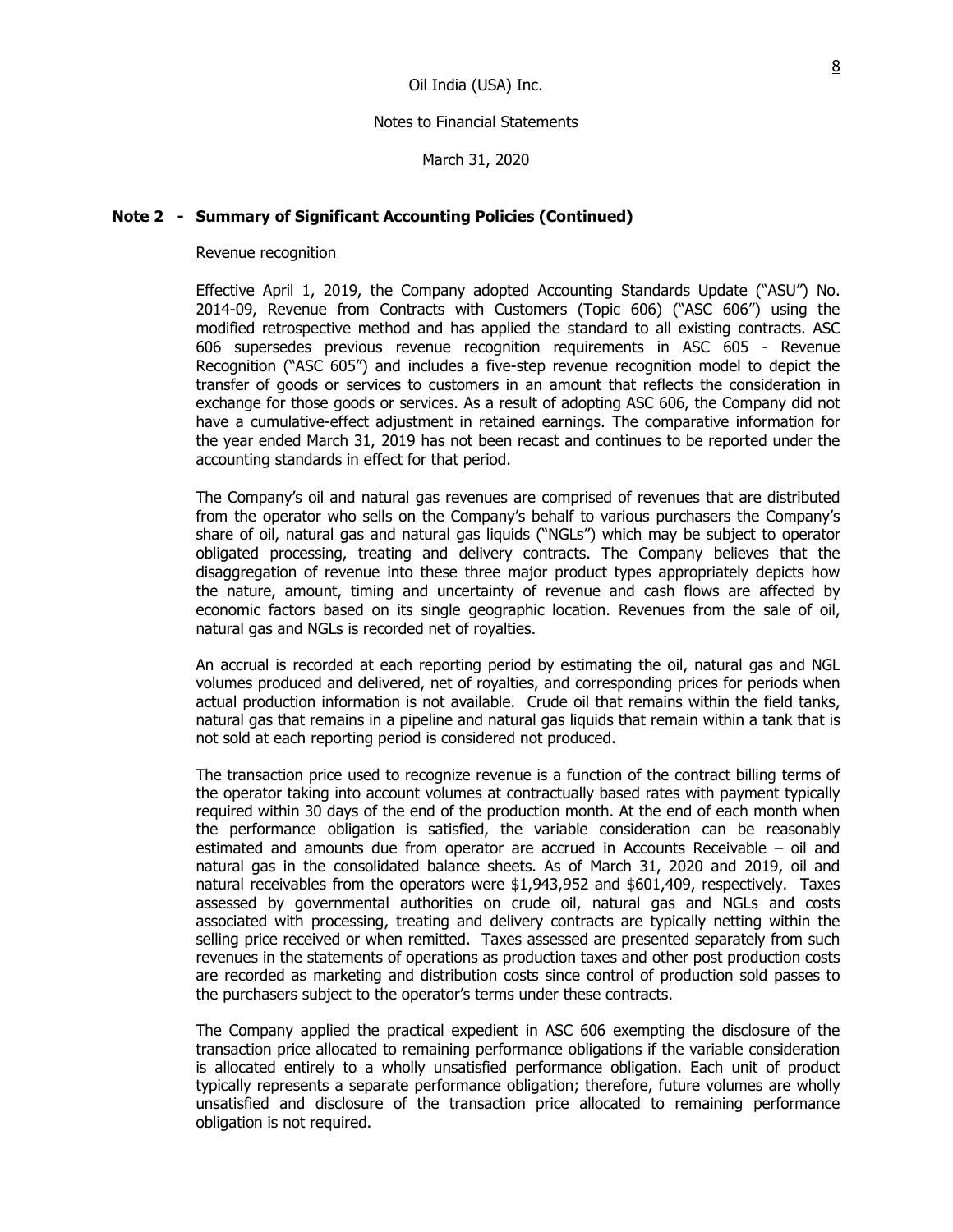Oil India (USA) Inc.

Notes to Financial Statements

March 31, 2020

## Note 2 - Summary of Significant Accounting Policies (Continued)

### Revenue recognition

Effective April 1, 2019, the Company adopted Accounting Standards Update ("ASU") No. 2014-09, Revenue from Contracts with Customers (Topic 606) ("ASC 606") using the modified retrospective method and has applied the standard to all existing contracts. ASC 606 supersedes previous revenue recognition requirements in ASC 605 - Revenue Recognition ("ASC 605") and includes a five-step revenue recognition model to depict the transfer of goods or services to customers in an amount that reflects the consideration in exchange for those goods or services. As a result of adopting ASC 606, the Company did not have a cumulative-effect adjustment in retained earnings. The comparative information for the year ended March 31, 2019 has not been recast and continues to be reported under the accounting standards in effect for that period.

The Company's oil and natural gas revenues are comprised of revenues that are distributed from the operator who sells on the Company's behalf to various purchasers the Company's share of oil, natural gas and natural gas liquids ("NGLs") which may be subject to operator obligated processing, treating and delivery contracts. The Company believes that the disaggregation of revenue into these three major product types appropriately depicts how the nature, amount, timing and uncertainty of revenue and cash flows are affected by economic factors based on its single geographic location. Revenues from the sale of oil, natural gas and NGLs is recorded net of royalties.

An accrual is recorded at each reporting period by estimating the oil, natural gas and NGL volumes produced and delivered, net of royalties, and corresponding prices for periods when actual production information is not available. Crude oil that remains within the field tanks, natural gas that remains in a pipeline and natural gas liquids that remain within a tank that is not sold at each reporting period is considered not produced.

The transaction price used to recognize revenue is a function of the contract billing terms of the operator taking into account volumes at contractually based rates with payment typically required within 30 days of the end of the production month. At the end of each month when the performance obligation is satisfied, the variable consideration can be reasonably estimated and amounts due from operator are accrued in Accounts Receivable – oil and natural gas in the consolidated balance sheets. As of March 31, 2020 and 2019, oil and natural receivables from the operators were $1,943,952 and $601,409, respectively. Taxes assessed by governmental authorities on crude oil, natural gas and NGLs and costs associated with processing, treating and delivery contracts are typically netting within the selling price received or when remitted. Taxes assessed are presented separately from such revenues in the statements of operations as production taxes and other post production costs are recorded as marketing and distribution costs since control of production sold passes to the purchasers subject to the operator's terms under these contracts.

The Company applied the practical expedient in ASC 606 exempting the disclosure of the transaction price allocated to remaining performance obligations if the variable consideration is allocated entirely to a wholly unsatisfied performance obligation. Each unit of product typically represents a separate performance obligation; therefore, future volumes are wholly unsatisfied and disclosure of the transaction price allocated to remaining performance obligation is not required.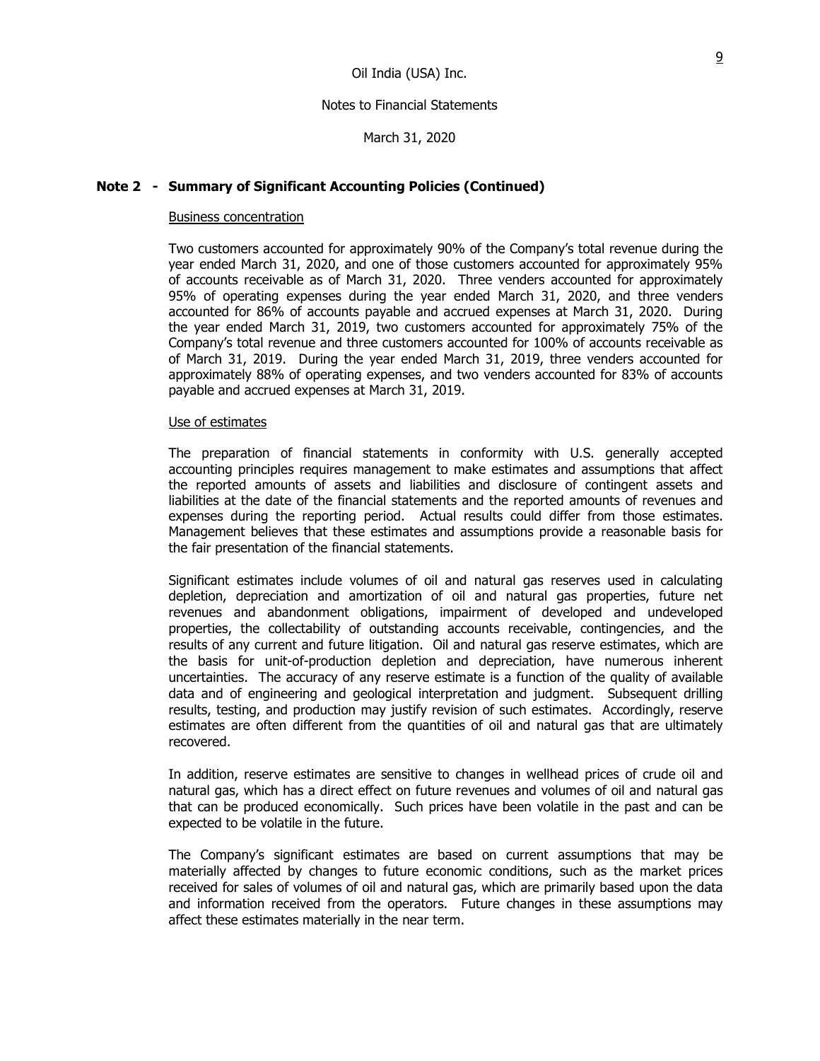Oil India (USA) Inc.

Notes to Financial Statements

March 31, 2020

## Note 2 - Summary of Significant Accounting Policies (Continued)

### Business concentration

Two customers accounted for approximately 90% of the Company's total revenue during the year ended March 31, 2020, and one of those customers accounted for approximately 95% of accounts receivable as of March 31, 2020. Three venders accounted for approximately 95% of operating expenses during the year ended March 31, 2020, and three venders accounted for 86% of accounts payable and accrued expenses at March 31, 2020. During the year ended March 31, 2019, two customers accounted for approximately 75% of the Company's total revenue and three customers accounted for 100% of accounts receivable as of March 31, 2019. During the year ended March 31, 2019, three venders accounted for approximately 88% of operating expenses, and two venders accounted for 83% of accounts payable and accrued expenses at March 31, 2019.

### Use of estimates

The preparation of financial statements in conformity with U.S. generally accepted accounting principles requires management to make estimates and assumptions that affect the reported amounts of assets and liabilities and disclosure of contingent assets and liabilities at the date of the financial statements and the reported amounts of revenues and expenses during the reporting period. Actual results could differ from those estimates. Management believes that these estimates and assumptions provide a reasonable basis for the fair presentation of the financial statements.

Significant estimates include volumes of oil and natural gas reserves used in calculating depletion, depreciation and amortization of oil and natural gas properties, future net revenues and abandonment obligations, impairment of developed and undeveloped properties, the collectability of outstanding accounts receivable, contingencies, and the results of any current and future litigation. Oil and natural gas reserve estimates, which are the basis for unit-of-production depletion and depreciation, have numerous inherent uncertainties. The accuracy of any reserve estimate is a function of the quality of available data and of engineering and geological interpretation and judgment. Subsequent drilling results, testing, and production may justify revision of such estimates. Accordingly, reserve estimates are often different from the quantities of oil and natural gas that are ultimately recovered.

In addition, reserve estimates are sensitive to changes in wellhead prices of crude oil and natural gas, which has a direct effect on future revenues and volumes of oil and natural gas that can be produced economically. Such prices have been volatile in the past and can be expected to be volatile in the future.

The Company's significant estimates are based on current assumptions that may be materially affected by changes to future economic conditions, such as the market prices received for sales of volumes of oil and natural gas, which are primarily based upon the data and information received from the operators. Future changes in these assumptions may affect these estimates materially in the near term.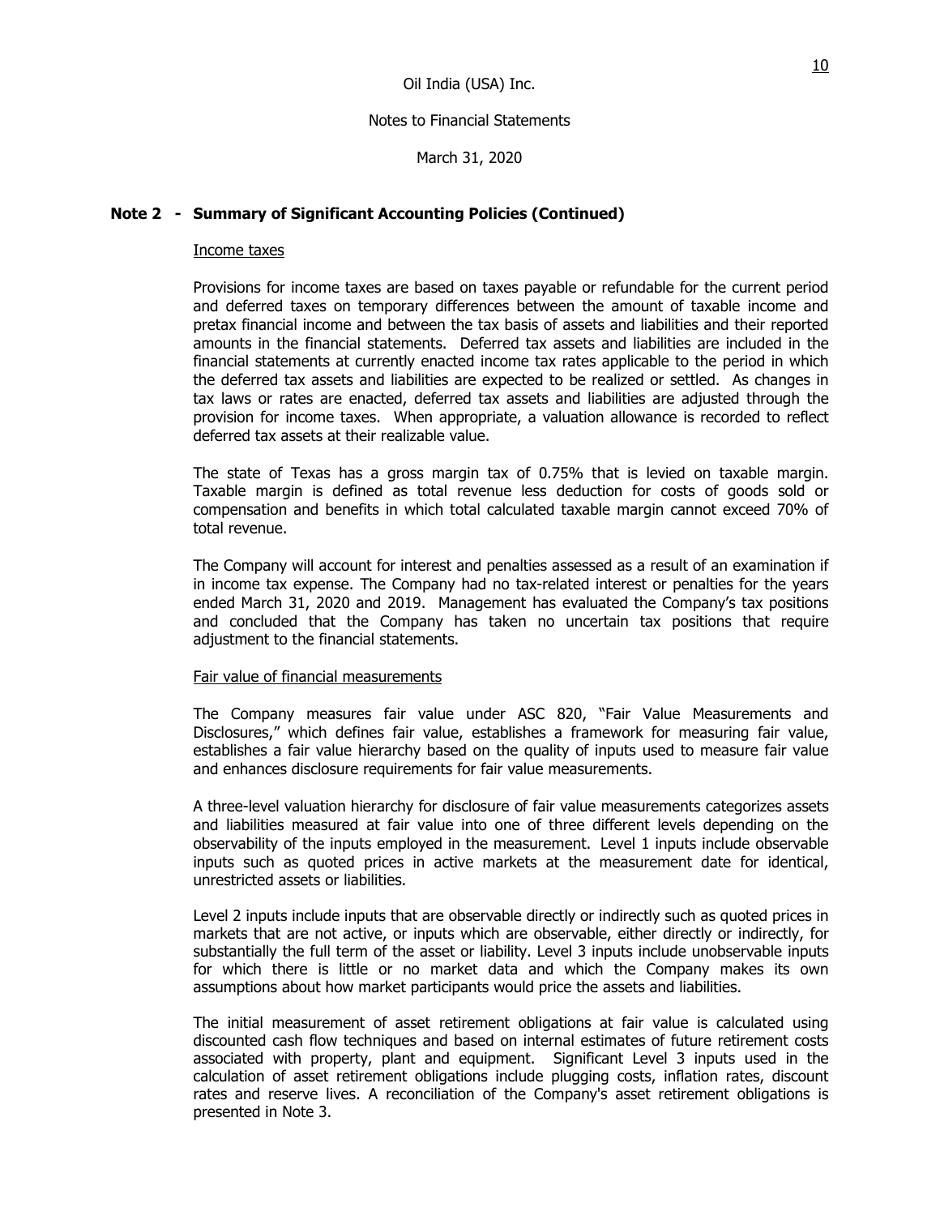# Oil India (USA) Inc.

## Notes to Financial Statements

March 31, 2020

### Note 2 - Summary of Significant Accounting Policies (Continued)

Income taxes

Provisions for income taxes are based on taxes payable or refundable for the current period and deferred taxes on temporary differences between the amount of taxable income and pretax financial income and between the tax basis of assets and liabilities and their reported amounts in the financial statements. Deferred tax assets and liabilities are included in the financial statements at currently enacted income tax rates applicable to the period in which the deferred tax assets and liabilities are expected to be realized or settled. As changes in tax laws or rates are enacted, deferred tax assets and liabilities are adjusted through the provision for income taxes. When appropriate, a valuation allowance is recorded to reflect deferred tax assets at their realizable value.

The state of Texas has a gross margin tax of 0.75% that is levied on taxable margin. Taxable margin is defined as total revenue less deduction for costs of goods sold or compensation and benefits in which total calculated taxable margin cannot exceed 70% of total revenue.

The Company will account for interest and penalties assessed as a result of an examination if in income tax expense. The Company had no tax-related interest or penalties for the years ended March 31, 2020 and 2019. Management has evaluated the Company's tax positions and concluded that the Company has taken no uncertain tax positions that require adjustment to the financial statements.

Fair value of financial measurements

The Company measures fair value under ASC 820, "Fair Value Measurements and Disclosures," which defines fair value, establishes a framework for measuring fair value, establishes a fair value hierarchy based on the quality of inputs used to measure fair value and enhances disclosure requirements for fair value measurements.

A three-level valuation hierarchy for disclosure of fair value measurements categorizes assets and liabilities measured at fair value into one of three different levels depending on the observability of the inputs employed in the measurement. Level 1 inputs include observable inputs such as quoted prices in active markets at the measurement date for identical, unrestricted assets or liabilities.

Level 2 inputs include inputs that are observable directly or indirectly such as quoted prices in markets that are not active, or inputs which are observable, either directly or indirectly, for substantially the full term of the asset or liability. Level 3 inputs include unobservable inputs for which there is little or no market data and which the Company makes its own assumptions about how market participants would price the assets and liabilities.

The initial measurement of asset retirement obligations at fair value is calculated using discounted cash flow techniques and based on internal estimates of future retirement costs associated with property, plant and equipment. Significant Level 3 inputs used in the calculation of asset retirement obligations include plugging costs, inflation rates, discount rates and reserve lives. A reconciliation of the Company's asset retirement obligations is presented in Note 3.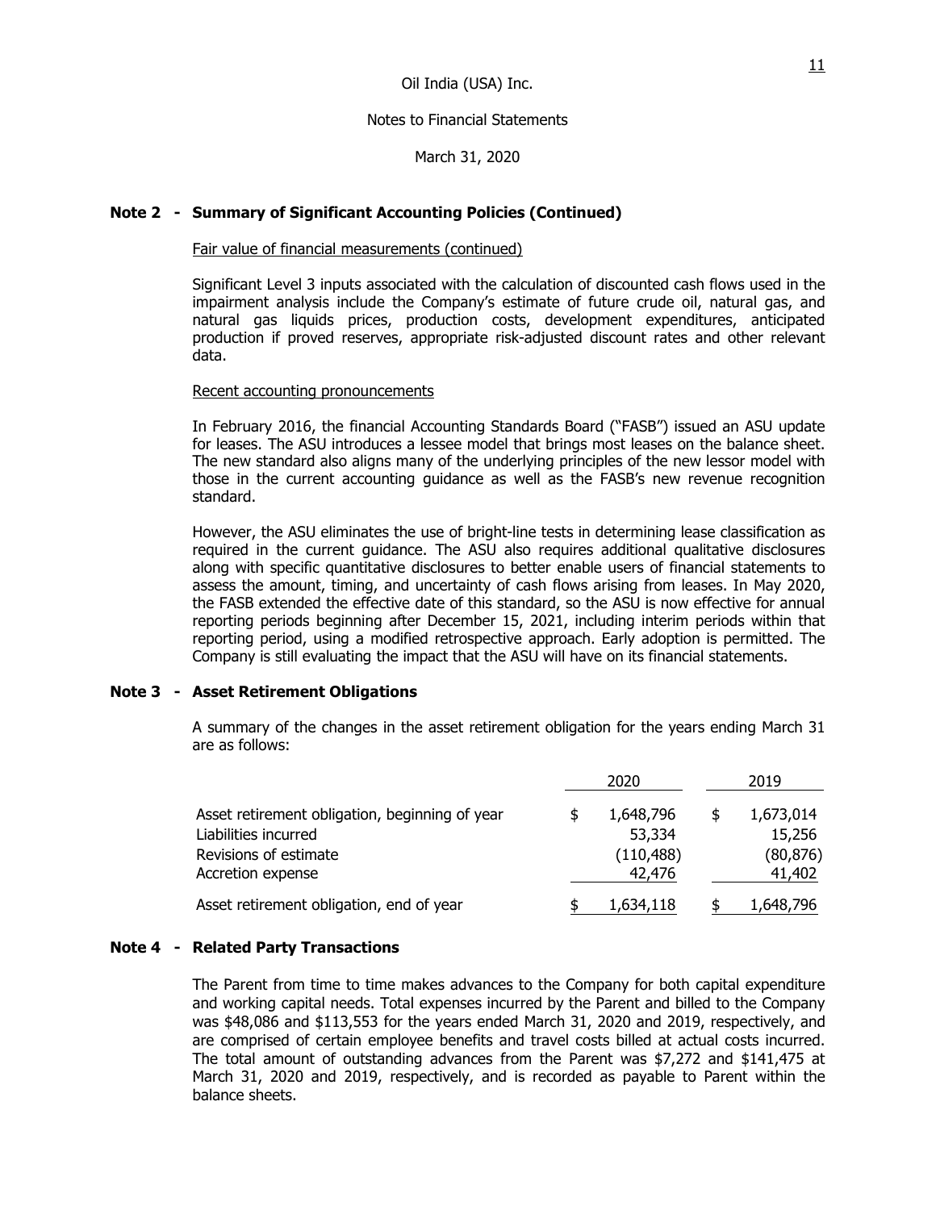Oil India (USA) Inc.

Notes to Financial Statements

March 31, 2020

## Note 2 - Summary of Significant Accounting Policies (Continued)

Fair value of financial measurements (continued)

Significant Level 3 inputs associated with the calculation of discounted cash flows used in the impairment analysis include the Company's estimate of future crude oil, natural gas, and natural gas liquids prices, production costs, development expenditures, anticipated production if proved reserves, appropriate risk-adjusted discount rates and other relevant data.

Recent accounting pronouncements

In February 2016, the financial Accounting Standards Board ("FASB") issued an ASU update for leases. The ASU introduces a lessee model that brings most leases on the balance sheet. The new standard also aligns many of the underlying principles of the new lessor model with those in the current accounting guidance as well as the FASB's new revenue recognition standard.

However, the ASU eliminates the use of bright-line tests in determining lease classification as required in the current guidance. The ASU also requires additional qualitative disclosures along with specific quantitative disclosures to better enable users of financial statements to assess the amount, timing, and uncertainty of cash flows arising from leases. In May 2020, the FASB extended the effective date of this standard, so the ASU is now effective for annual reporting periods beginning after December 15, 2021, including interim periods within that reporting period, using a modified retrospective approach. Early adoption is permitted. The Company is still evaluating the impact that the ASU will have on its financial statements.

## Note 3 - Asset Retirement Obligations

A summary of the changes in the asset retirement obligation for the years ending March 31 are as follows:

| | 2020 | 2019 |
|---|---|---|
| Asset retirement obligation, beginning of year | $ 1,648,796 | $ 1,673,014 |
| Liabilities incurred | 53,334 | 15,256 |
| Revisions of estimate | (110,488) | (80,876) |
| Accretion expense | 42,476 | 41,402 |
| Asset retirement obligation, end of year | $ 1,634,118 | $ 1,648,796 |

## Note 4 - Related Party Transactions

The Parent from time to time makes advances to the Company for both capital expenditure and working capital needs. Total expenses incurred by the Parent and billed to the Company was $48,086 and $113,553 for the years ended March 31, 2020 and 2019, respectively, and are comprised of certain employee benefits and travel costs billed at actual costs incurred. The total amount of outstanding advances from the Parent was $7,272 and $141,475 at March 31, 2020 and 2019, respectively, and is recorded as payable to Parent within the balance sheets.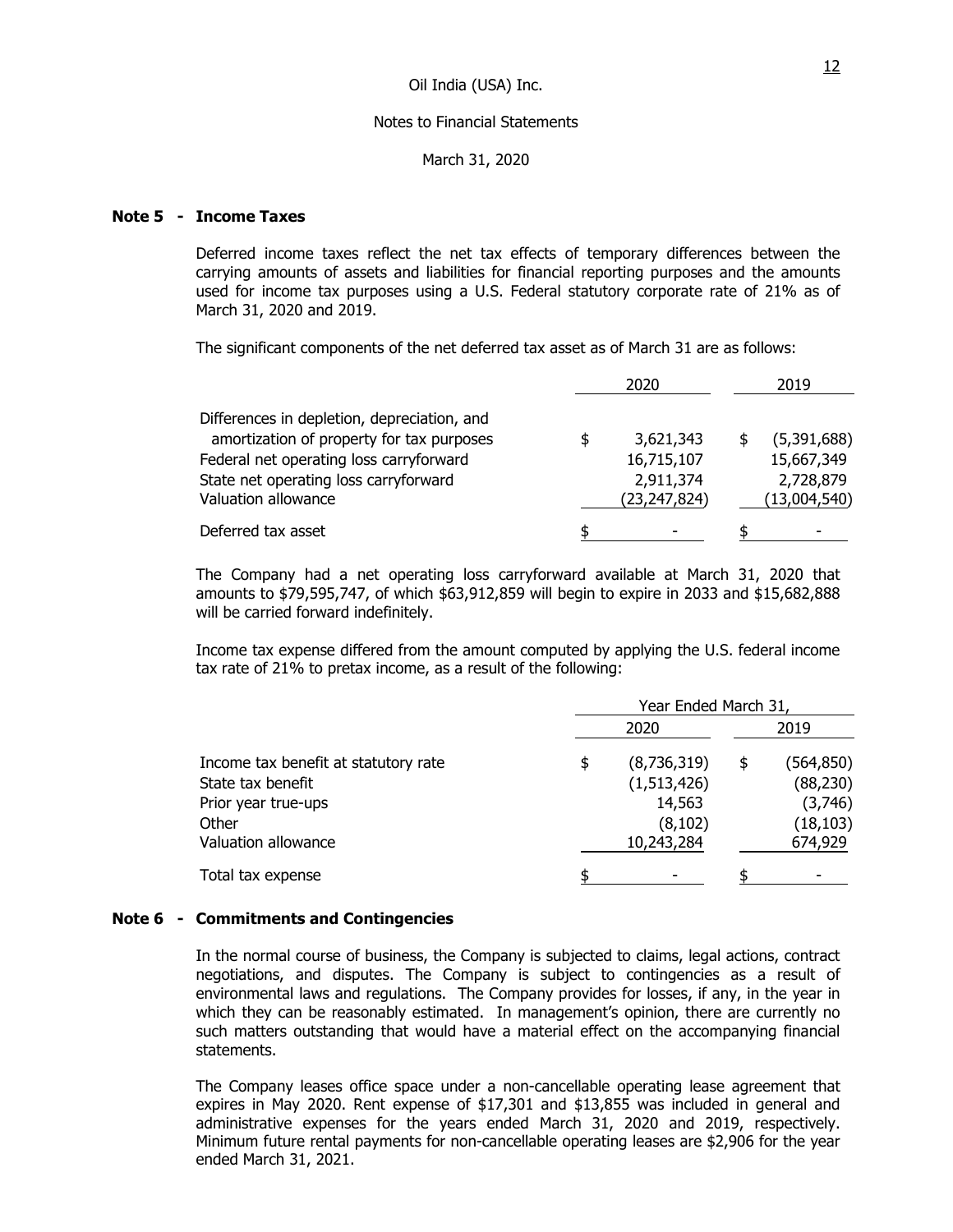Oil India (USA) Inc.

Notes to Financial Statements

March 31, 2020

## Note 5 - Income Taxes

Deferred income taxes reflect the net tax effects of temporary differences between the carrying amounts of assets and liabilities for financial reporting purposes and the amounts used for income tax purposes using a U.S. Federal statutory corporate rate of 21% as of March 31, 2020 and 2019.

The significant components of the net deferred tax asset as of March 31 are as follows:

| | 2020 | 2019 |
|---|---|---|
| Differences in depletion, depreciation, and amortization of property for tax purposes | $ 3,621,343 | $ (5,391,688) |
| Federal net operating loss carryforward | 16,715,107 | 15,667,349 |
| State net operating loss carryforward | 2,911,374 | 2,728,879 |
| Valuation allowance | (23,247,824) | (13,004,540) |
| Deferred tax asset | $ - | $ - |

The Company had a net operating loss carryforward available at March 31, 2020 that amounts to $79,595,747, of which $63,912,859 will begin to expire in 2033 and $15,682,888 will be carried forward indefinitely.

Income tax expense differed from the amount computed by applying the U.S. federal income tax rate of 21% to pretax income, as a result of the following:

| | Year Ended March 31, | |
|---|---|---|
| | 2020 | 2019 |
| Income tax benefit at statutory rate | $ (8,736,319) | $ (564,850) |
| State tax benefit | (1,513,426) | (88,230) |
| Prior year true-ups | 14,563 | (3,746) |
| Other | (8,102) | (18,103) |
| Valuation allowance | 10,243,284 | 674,929 |
| Total tax expense | $ - | $ - |

## Note 6 - Commitments and Contingencies

In the normal course of business, the Company is subjected to claims, legal actions, contract negotiations, and disputes. The Company is subject to contingencies as a result of environmental laws and regulations. The Company provides for losses, if any, in the year in which they can be reasonably estimated. In management's opinion, there are currently no such matters outstanding that would have a material effect on the accompanying financial statements.

The Company leases office space under a non-cancellable operating lease agreement that expires in May 2020. Rent expense of $17,301 and $13,855 was included in general and administrative expenses for the years ended March 31, 2020 and 2019, respectively. Minimum future rental payments for non-cancellable operating leases are $2,906 for the year ended March 31, 2021.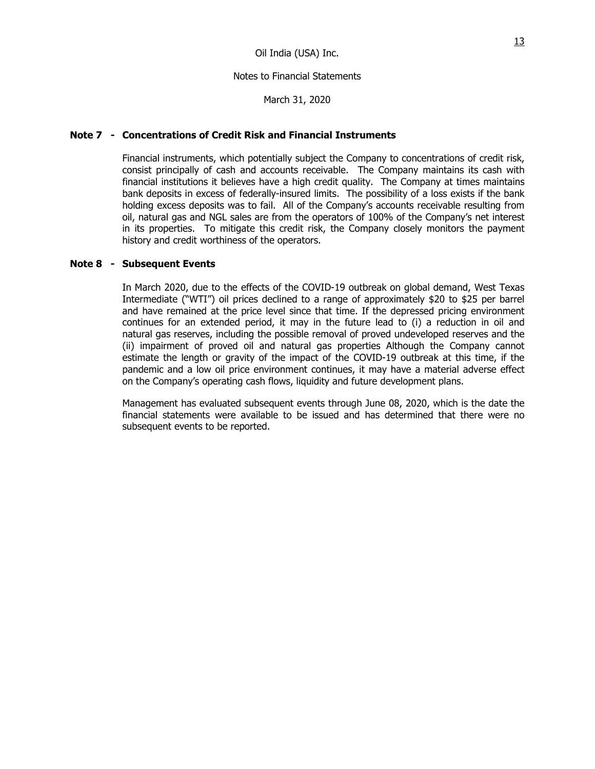## Note 7 - Concentrations of Credit Risk and Financial Instruments

Financial instruments, which potentially subject the Company to concentrations of credit risk, consist principally of cash and accounts receivable. The Company maintains its cash with financial institutions it believes have a high credit quality. The Company at times maintains bank deposits in excess of federally-insured limits. The possibility of a loss exists if the bank holding excess deposits was to fail. All of the Company's accounts receivable resulting from oil, natural gas and NGL sales are from the operators of 100% of the Company's net interest in its properties. To mitigate this credit risk, the Company closely monitors the payment history and credit worthiness of the operators.

## Note 8 - Subsequent Events

In March 2020, due to the effects of the COVID-19 outbreak on global demand, West Texas Intermediate ("WTI") oil prices declined to a range of approximately $20 to $25 per barrel and have remained at the price level since that time. If the depressed pricing environment continues for an extended period, it may in the future lead to (i) a reduction in oil and natural gas reserves, including the possible removal of proved undeveloped reserves and the (ii) impairment of proved oil and natural gas properties Although the Company cannot estimate the length or gravity of the impact of the COVID-19 outbreak at this time, if the pandemic and a low oil price environment continues, it may have a material adverse effect on the Company's operating cash flows, liquidity and future development plans.

Management has evaluated subsequent events through June 08, 2020, which is the date the financial statements were available to be issued and has determined that there were no subsequent events to be reported.